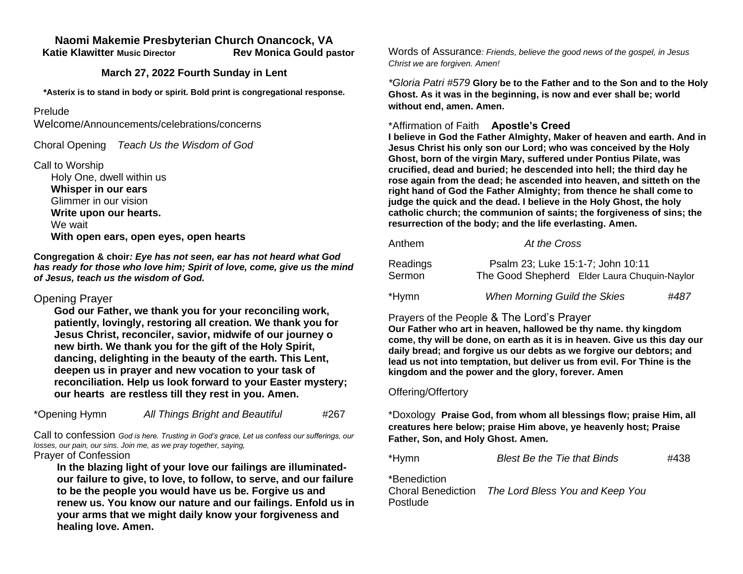# Naomi Makemie Presbyterian Church Onancock, VA

**Katie Klawitter Music Director** **Rev Monica Gould pastor**

**March 27, 2022 Fourth Sunday in Lent**

**\*Asterix is to stand in body or spirit. Bold print is congregational response.**

Prelude

Welcome/Announcements/celebrations/concerns

Choral Opening *Teach Us the Wisdom of God*

Call to Worship

Holy One, dwell within us
**Whisper in our ears**
Glimmer in our vision
**Write upon our hearts.**
We wait
**With open ears, open eyes, open hearts**

**Congregation & choir*: Eye has not seen, ear has not heard what God has ready for those who love him; Spirit of love, come, give us the mind of Jesus, teach us the wisdom of God.***

Opening Prayer

**God our Father, we thank you for your reconciling work, patiently, lovingly, restoring all creation. We thank you for Jesus Christ, reconciler, savior, midwife of our journey o new birth. We thank you for the gift of the Holy Spirit, dancing, delighting in the beauty of the earth. This Lent, deepen us in prayer and new vocation to your task of reconciliation. Help us look forward to your Easter mystery; our hearts are restless till they rest in you. Amen.**

\*Opening Hymn *All Things Bright and Beautiful* #267

Call to confession *God is here. Trusting in God's grace, Let us confess our sufferings, our losses, our pain, our sins. Join me, as we pray together, saying,*

Prayer of Confession

**In the blazing light of your love our failings are illuminated- our failure to give, to love, to follow, to serve, and our failure to be the people you would have us be. Forgive us and renew us. You know our nature and our failings. Enfold us in your arms that we might daily know your forgiveness and healing love. Amen.**

Words of Assurance*: Friends, believe the good news of the gospel, in Jesus Christ we are forgiven. Amen!*

*\*Gloria Patri #579* **Glory be to the Father and to the Son and to the Holy Ghost. As it was in the beginning, is now and ever shall be; world without end, amen. Amen.**

\*Affirmation of Faith **Apostle's Creed**

**I believe in God the Father Almighty, Maker of heaven and earth. And in Jesus Christ his only son our Lord; who was conceived by the Holy Ghost, born of the virgin Mary, suffered under Pontius Pilate, was crucified, dead and buried; he descended into hell; the third day he rose again from the dead; he ascended into heaven, and sitteth on the right hand of God the Father Almighty; from thence he shall come to judge the quick and the dead. I believe in the Holy Ghost, the holy catholic church; the communion of saints; the forgiveness of sins; the resurrection of the body; and the life everlasting. Amen.**

Anthem *At the Cross*

Readings Psalm 23; Luke 15:1-7; John 10:11

Sermon The Good Shepherd Elder Laura Chuquin-Naylor

\*Hymn *When Morning Guild the Skies* *#487*

Prayers of the People & The Lord's Prayer

**Our Father who art in heaven, hallowed be thy name. thy kingdom come, thy will be done, on earth as it is in heaven. Give us this day our daily bread; and forgive us our debts as we forgive our debtors; and lead us not into temptation, but deliver us from evil. For Thine is the kingdom and the power and the glory, forever. Amen**

Offering/Offertory

\*Doxology **Praise God, from whom all blessings flow; praise Him, all creatures here below; praise Him above, ye heavenly host; Praise Father, Son, and Holy Ghost. Amen.**

\*Hymn *Blest Be the Tie that Binds* #438

\*Benediction

Choral Benediction *The Lord Bless You and Keep You*

Postlude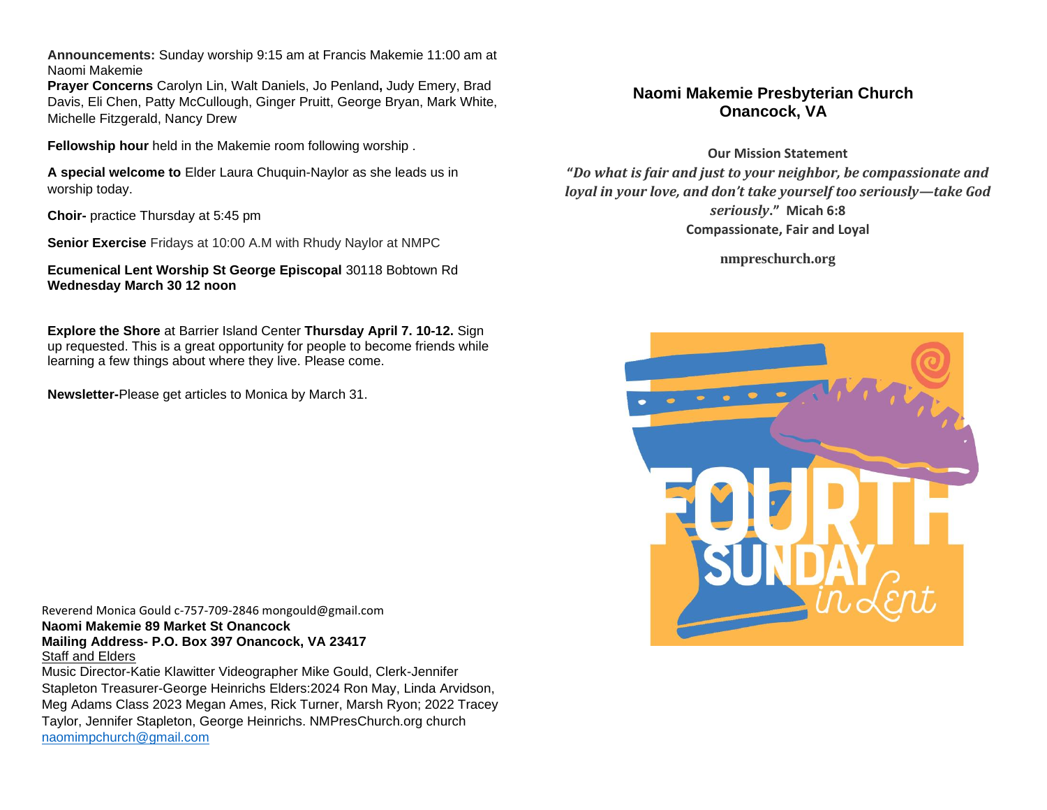**Announcements:** Sunday worship 9:15 am at Francis Makemie 11:00 am at Naomi Makemie

**Prayer Concerns** Carolyn Lin, Walt Daniels, Jo Penland**,** Judy Emery, Brad Davis, Eli Chen, Patty McCullough, Ginger Pruitt, George Bryan, Mark White, Michelle Fitzgerald, Nancy Drew

**Fellowship hour** held in the Makemie room following worship .

**A special welcome to** Elder Laura Chuquin-Naylor as she leads us in worship today.

**Choir-** practice Thursday at 5:45 pm

**Senior Exercise** Fridays at 10:00 A.M with Rhudy Naylor at NMPC

**Ecumenical Lent Worship St George Episcopal** 30118 Bobtown Rd **Wednesday March 30 12 noon**

**Explore the Shore** at Barrier Island Center **Thursday April 7. 10-12.** Sign up requested. This is a great opportunity for people to become friends while learning a few things about where they live. Please come.

**Newsletter-**Please get articles to Monica by March 31.

Reverend Monica Gould c-757-709-2846 mongould@gmail.com
**Naomi Makemie 89 Market St Onancock**
**Mailing Address- P.O. Box 397 Onancock, VA 23417**
Staff and Elders
Music Director-Katie Klawitter Videographer Mike Gould, Clerk-Jennifer Stapleton Treasurer-George Heinrichs Elders:2024 Ron May, Linda Arvidson, Meg Adams Class 2023 Megan Ames, Rick Turner, Marsh Ryon; 2022 Tracey Taylor, Jennifer Stapleton, George Heinrichs. NMPresChurch.org church naomimpchurch@gmail.com

## Naomi Makemie Presbyterian Church
## Onancock, VA

**Our Mission Statement**

***"Do what is fair and just to your neighbor, be compassionate and loyal in your love, and don't take yourself too seriously—take God seriously."*** **Micah 6:8**

**Compassionate, Fair and Loyal**

**nmpreschurch.org**

FOURTH SUNDAY in Lent